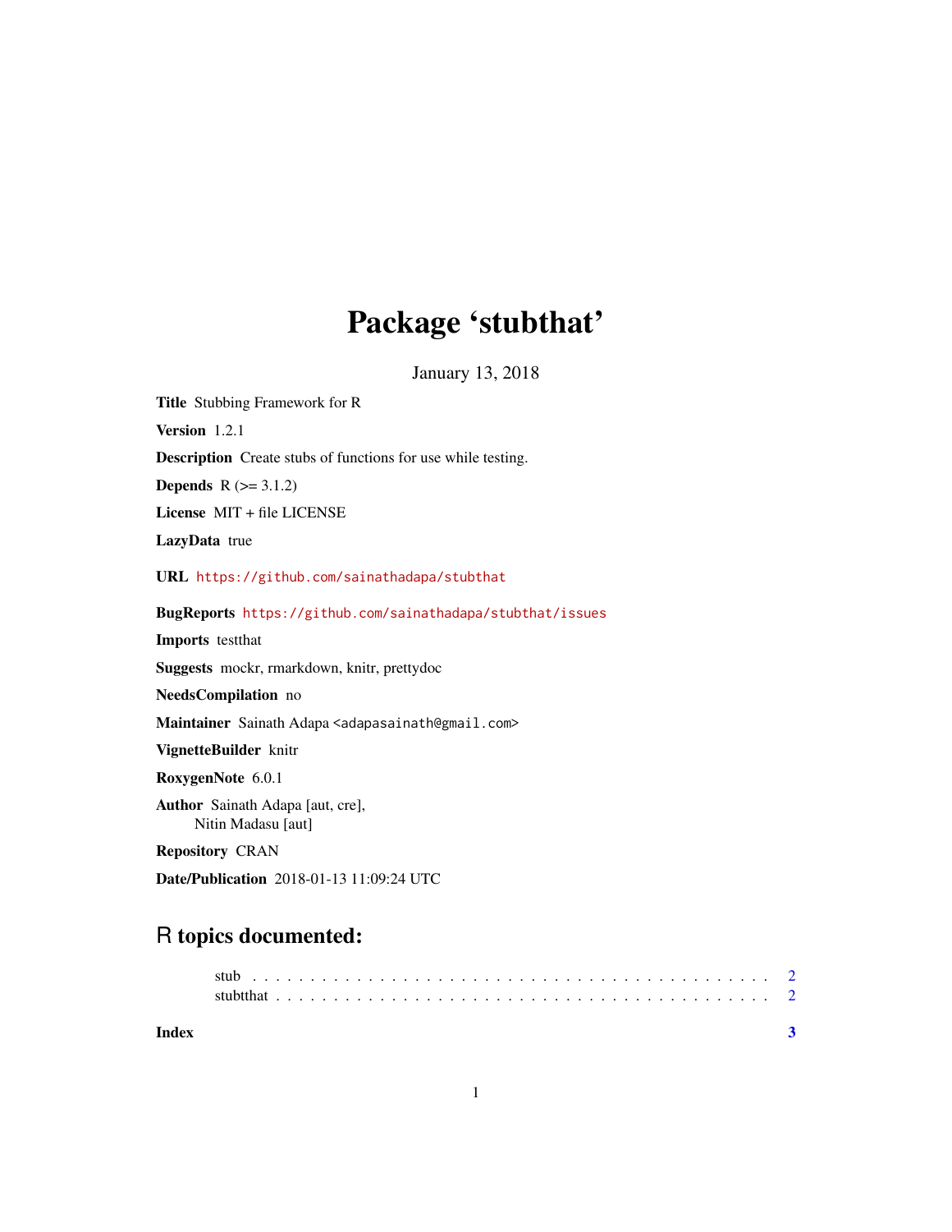# Package 'stubthat'

January 13, 2018

**Title** Stubbing Framework for R

**Version** 1.2.1

**Description** Create stubs of functions for use while testing.

**Depends** R (>= 3.1.2)

**License** MIT + file LICENSE

**LazyData** true

**URL** https://github.com/sainathadapa/stubthat

**BugReports** https://github.com/sainathadapa/stubthat/issues

**Imports** testthat

**Suggests** mockr, rmarkdown, knitr, prettydoc

**NeedsCompilation** no

**Maintainer** Sainath Adapa <adapasainath@gmail.com>

**VignetteBuilder** knitr

**RoxygenNote** 6.0.1

**Author** Sainath Adapa [aut, cre],
Nitin Madasu [aut]

**Repository** CRAN

**Date/Publication** 2018-01-13 11:09:24 UTC

## R topics documented:

stub . . . . . . . . . . . . . . . . . . . . . . . . . . . . . . . . . . . . . . . . . . 2
stubthat . . . . . . . . . . . . . . . . . . . . . . . . . . . . . . . . . . . . . . . . 2

**Index** **3**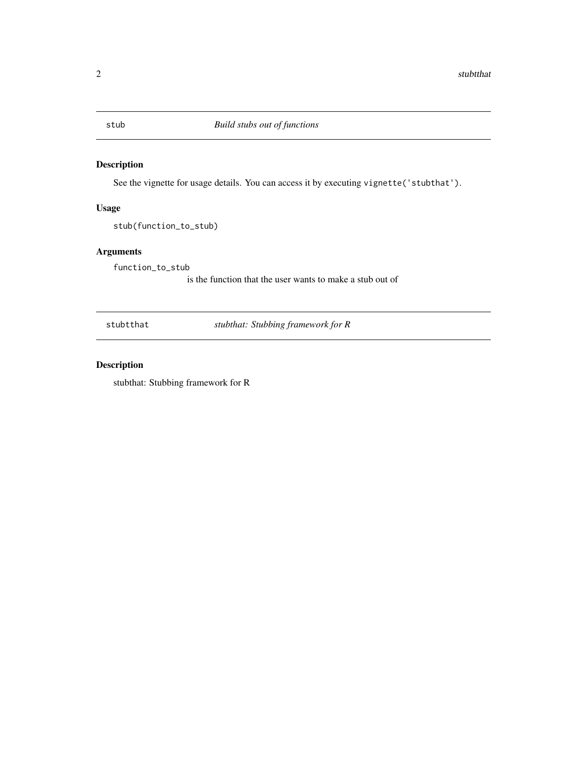## stub — *Build stubs out of functions*

### Description

See the vignette for usage details. You can access it by executing `vignette('stubthat')`.

### Usage

```
stub(function_to_stub)
```

### Arguments

`function_to_stub`
: is the function that the user wants to make a stub out of

## stubtthat — *stubthat: Stubbing framework for R*

### Description

stubthat: Stubbing framework for R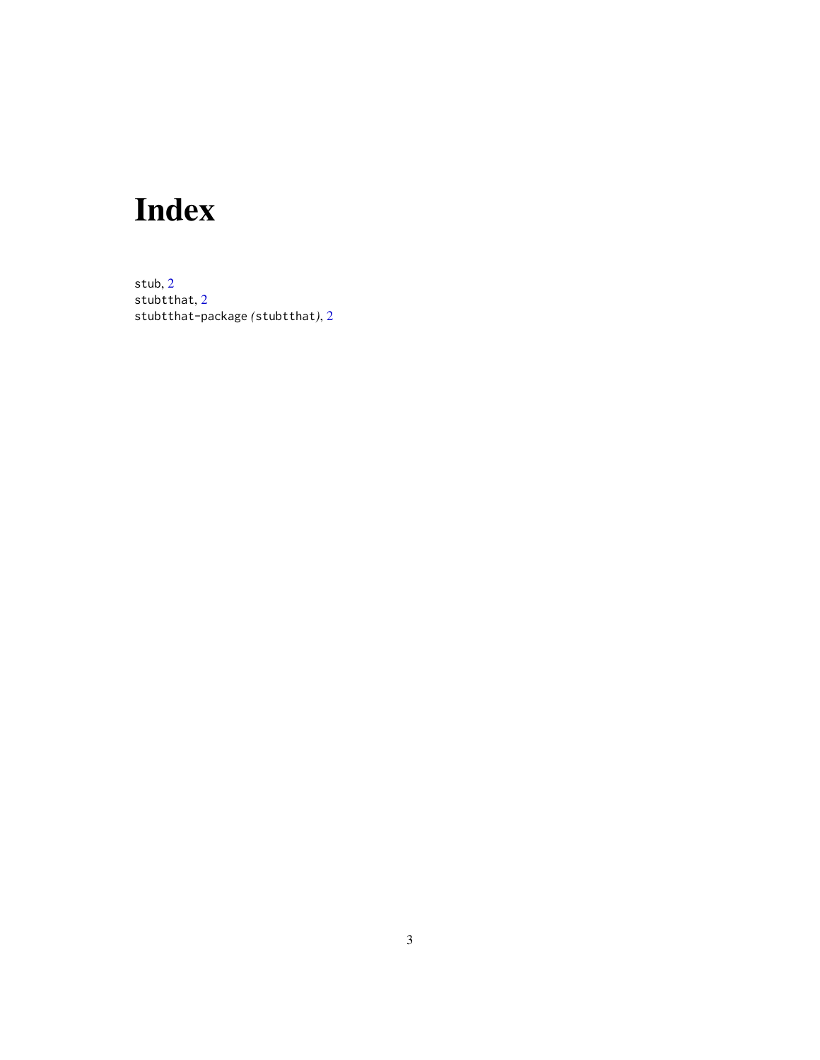# Index

stub, 2
stubtthat, 2
stubtthat-package *(*stubtthat*)*, 2